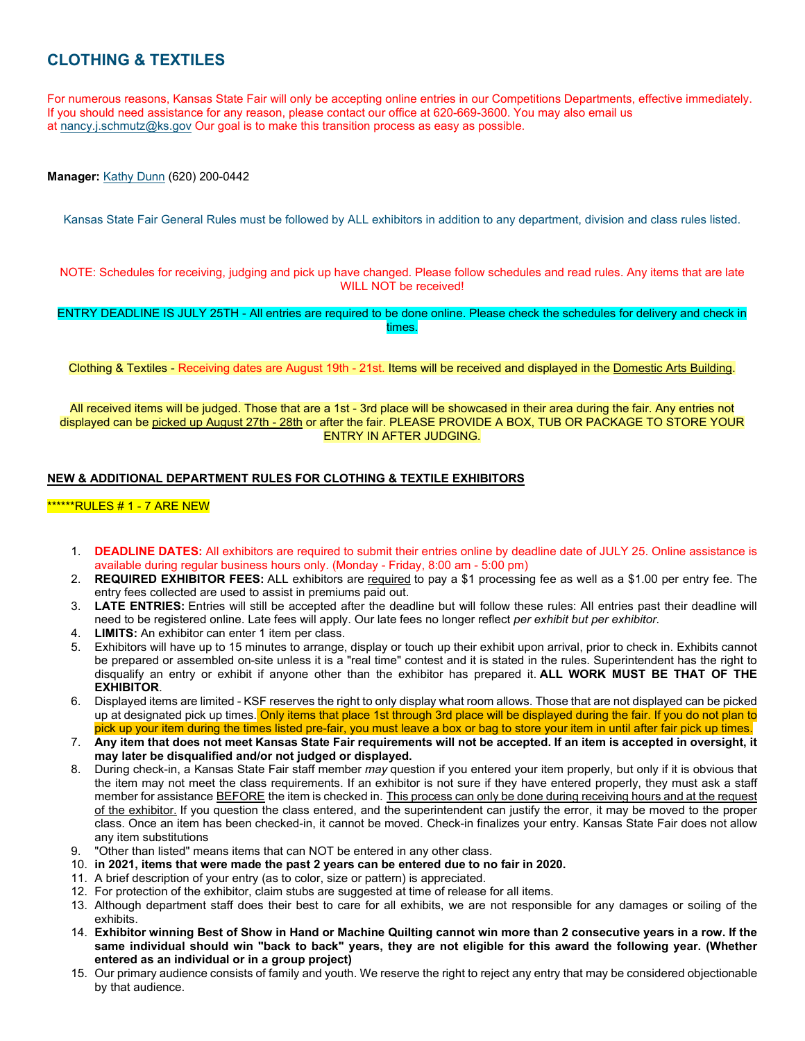# CLOTHING & TEXTILES

For numerous reasons, Kansas State Fair will only be accepting online entries in our Competitions Departments, effective immediately. If you should need assistance for any reason, please contact our office at 620-669-3600. You may also email us at nancy.j.schmutz@ks.gov Our goal is to make this transition process as easy as possible.

**Manager:** Kathy Dunn (620) 200-0442

Kansas State Fair General Rules must be followed by ALL exhibitors in addition to any department, division and class rules listed.

NOTE: Schedules for receiving, judging and pick up have changed. Please follow schedules and read rules. Any items that are late WILL NOT be received!

ENTRY DEADLINE IS JULY 25TH - All entries are required to be done online. Please check the schedules for delivery and check in times.

Clothing & Textiles - Receiving dates are August 19th - 21st. Items will be received and displayed in the Domestic Arts Building.

All received items will be judged. Those that are a 1st - 3rd place will be showcased in their area during the fair. Any entries not displayed can be picked up August 27th - 28th or after the fair. PLEASE PROVIDE A BOX, TUB OR PACKAGE TO STORE YOUR ENTRY IN AFTER JUDGING.

**NEW & ADDITIONAL DEPARTMENT RULES FOR CLOTHING & TEXTILE EXHIBITORS**

******RULES # 1 - 7 ARE NEW

1. **DEADLINE DATES:** All exhibitors are required to submit their entries online by deadline date of JULY 25. Online assistance is available during regular business hours only. (Monday - Friday, 8:00 am - 5:00 pm)
2. **REQUIRED EXHIBITOR FEES:** ALL exhibitors are required to pay a $1 processing fee as well as a $1.00 per entry fee. The entry fees collected are used to assist in premiums paid out.
3. **LATE ENTRIES:** Entries will still be accepted after the deadline but will follow these rules: All entries past their deadline will need to be registered online. Late fees will apply. Our late fees no longer reflect *per exhibit but per exhibitor.*
4. **LIMITS:** An exhibitor can enter 1 item per class.
5. Exhibitors will have up to 15 minutes to arrange, display or touch up their exhibit upon arrival, prior to check in. Exhibits cannot be prepared or assembled on-site unless it is a "real time" contest and it is stated in the rules. Superintendent has the right to disqualify an entry or exhibit if anyone other than the exhibitor has prepared it. **ALL WORK MUST BE THAT OF THE EXHIBITOR**.
6. Displayed items are limited - KSF reserves the right to only display what room allows. Those that are not displayed can be picked up at designated pick up times. Only items that place 1st through 3rd place will be displayed during the fair. If you do not plan to pick up your item during the times listed pre-fair, you must leave a box or bag to store your item in until after fair pick up times.
7. **Any item that does not meet Kansas State Fair requirements will not be accepted. If an item is accepted in oversight, it may later be disqualified and/or not judged or displayed.**
8. During check-in, a Kansas State Fair staff member *may* question if you entered your item properly, but only if it is obvious that the item may not meet the class requirements. If an exhibitor is not sure if they have entered properly, they must ask a staff member for assistance BEFORE the item is checked in. This process can only be done during receiving hours and at the request of the exhibitor. If you question the class entered, and the superintendent can justify the error, it may be moved to the proper class. Once an item has been checked-in, it cannot be moved. Check-in finalizes your entry. Kansas State Fair does not allow any item substitutions
9. "Other than listed" means items that can NOT be entered in any other class.
10. **in 2021, items that were made the past 2 years can be entered due to no fair in 2020.**
11. A brief description of your entry (as to color, size or pattern) is appreciated.
12. For protection of the exhibitor, claim stubs are suggested at time of release for all items.
13. Although department staff does their best to care for all exhibits, we are not responsible for any damages or soiling of the exhibits.
14. **Exhibitor winning Best of Show in Hand or Machine Quilting cannot win more than 2 consecutive years in a row. If the same individual should win "back to back" years, they are not eligible for this award the following year. (Whether entered as an individual or in a group project)**
15. Our primary audience consists of family and youth. We reserve the right to reject any entry that may be considered objectionable by that audience.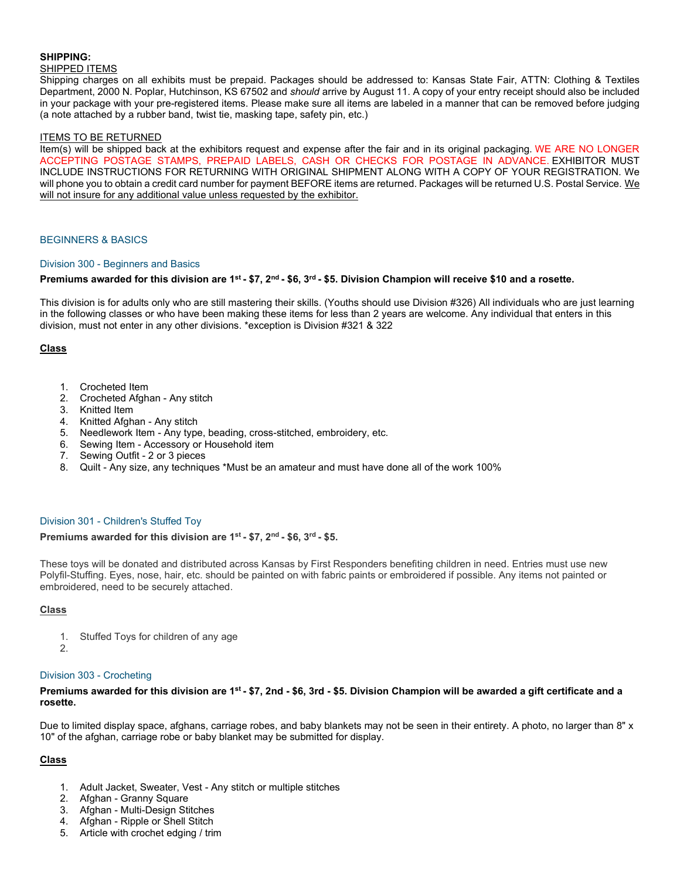**SHIPPING:**

SHIPPED ITEMS

Shipping charges on all exhibits must be prepaid. Packages should be addressed to: Kansas State Fair, ATTN: Clothing & Textiles Department, 2000 N. Poplar, Hutchinson, KS 67502 and *should* arrive by August 11. A copy of your entry receipt should also be included in your package with your pre-registered items. Please make sure all items are labeled in a manner that can be removed before judging (a note attached by a rubber band, twist tie, masking tape, safety pin, etc.)

ITEMS TO BE RETURNED

Item(s) will be shipped back at the exhibitors request and expense after the fair and in its original packaging. WE ARE NO LONGER ACCEPTING POSTAGE STAMPS, PREPAID LABELS, CASH OR CHECKS FOR POSTAGE IN ADVANCE. EXHIBITOR MUST INCLUDE INSTRUCTIONS FOR RETURNING WITH ORIGINAL SHIPMENT ALONG WITH A COPY OF YOUR REGISTRATION. We will phone you to obtain a credit card number for payment BEFORE items are returned. Packages will be returned U.S. Postal Service. We will not insure for any additional value unless requested by the exhibitor.

## BEGINNERS & BASICS

### Division 300 - Beginners and Basics

**Premiums awarded for this division are 1st - $7, 2nd - $6, 3rd - $5. Division Champion will receive $10 and a rosette.**

This division is for adults only who are still mastering their skills. (Youths should use Division #326) All individuals who are just learning in the following classes or who have been making these items for less than 2 years are welcome. Any individual that enters in this division, must not enter in any other divisions. *exception is Division #321 & 322

**Class**

1. Crocheted Item
2. Crocheted Afghan - Any stitch
3. Knitted Item
4. Knitted Afghan - Any stitch
5. Needlework Item - Any type, beading, cross-stitched, embroidery, etc.
6. Sewing Item - Accessory or Household item
7. Sewing Outfit - 2 or 3 pieces
8. Quilt - Any size, any techniques *Must be an amateur and must have done all of the work 100%

### Division 301 - Children's Stuffed Toy

**Premiums awarded for this division are 1st - $7, 2nd - $6, 3rd - $5.**

These toys will be donated and distributed across Kansas by First Responders benefiting children in need. Entries must use new Polyfil-Stuffing. Eyes, nose, hair, etc. should be painted on with fabric paints or embroidered if possible. Any items not painted or embroidered, need to be securely attached.

**Class**

1. Stuffed Toys for children of any age
2. 

### Division 303 - Crocheting

**Premiums awarded for this division are 1st - $7, 2nd - $6, 3rd - $5. Division Champion will be awarded a gift certificate and a rosette.**

Due to limited display space, afghans, carriage robes, and baby blankets may not be seen in their entirety. A photo, no larger than 8" x 10" of the afghan, carriage robe or baby blanket may be submitted for display.

**Class**

1. Adult Jacket, Sweater, Vest - Any stitch or multiple stitches
2. Afghan - Granny Square
3. Afghan - Multi-Design Stitches
4. Afghan - Ripple or Shell Stitch
5. Article with crochet edging / trim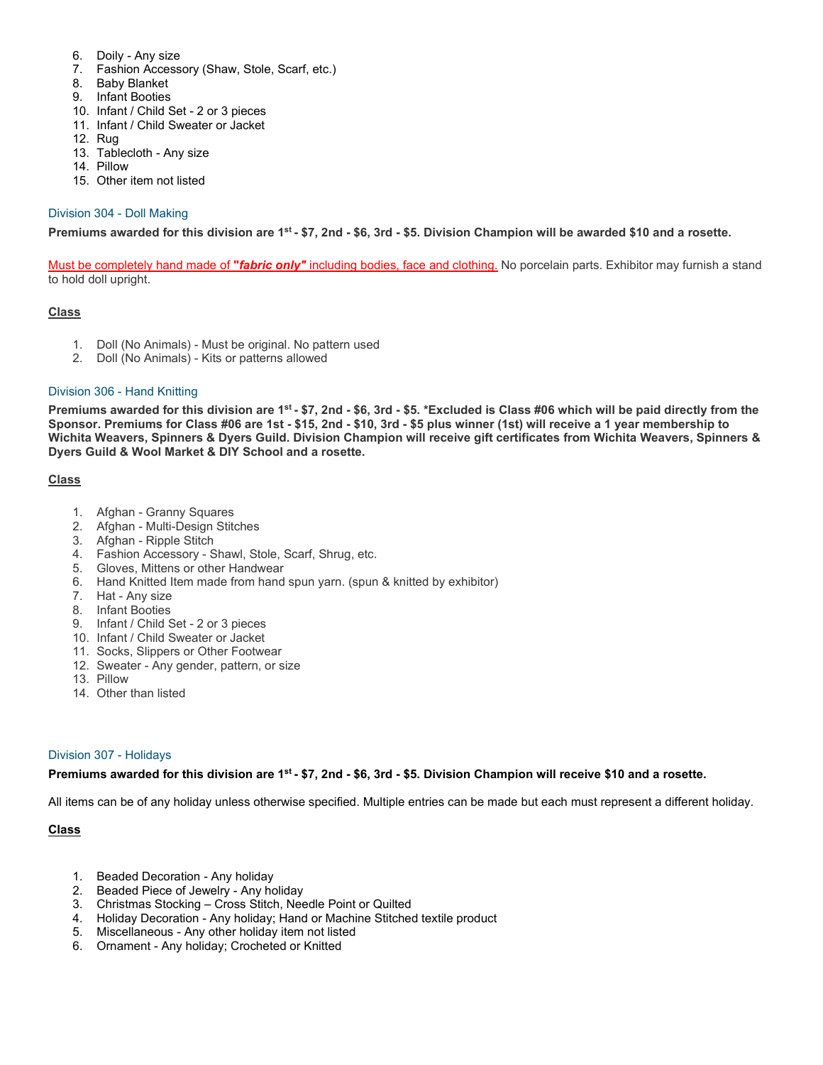6. Doily - Any size
7. Fashion Accessory (Shaw, Stole, Scarf, etc.)
8. Baby Blanket
9. Infant Booties
10. Infant / Child Set - 2 or 3 pieces
11. Infant / Child Sweater or Jacket
12. Rug
13. Tablecloth - Any size
14. Pillow
15. Other item not listed

### Division 304 - Doll Making

**Premiums awarded for this division are 1st - $7, 2nd - $6, 3rd - $5. Division Champion will be awarded $10 and a rosette.**

Must be completely hand made of ***"fabric only"*** including bodies, face and clothing. No porcelain parts. Exhibitor may furnish a stand to hold doll upright.

**Class**

1. Doll (No Animals) - Must be original. No pattern used
2. Doll (No Animals) - Kits or patterns allowed

### Division 306 - Hand Knitting

**Premiums awarded for this division are 1st - $7, 2nd - $6, 3rd - $5. *Excluded is Class #06 which will be paid directly from the Sponsor. Premiums for Class #06 are 1st - $15, 2nd - $10, 3rd - $5 plus winner (1st) will receive a 1 year membership to Wichita Weavers, Spinners & Dyers Guild. Division Champion will receive gift certificates from Wichita Weavers, Spinners & Dyers Guild & Wool Market & DIY School and a rosette.**

**Class**

1. Afghan - Granny Squares
2. Afghan - Multi-Design Stitches
3. Afghan - Ripple Stitch
4. Fashion Accessory - Shawl, Stole, Scarf, Shrug, etc.
5. Gloves, Mittens or other Handwear
6. Hand Knitted Item made from hand spun yarn. (spun & knitted by exhibitor)
7. Hat - Any size
8. Infant Booties
9. Infant / Child Set - 2 or 3 pieces
10. Infant / Child Sweater or Jacket
11. Socks, Slippers or Other Footwear
12. Sweater - Any gender, pattern, or size
13. Pillow
14. Other than listed

### Division 307 - Holidays

**Premiums awarded for this division are 1st - $7, 2nd - $6, 3rd - $5. Division Champion will receive $10 and a rosette.**

All items can be of any holiday unless otherwise specified. Multiple entries can be made but each must represent a different holiday.

**Class**

1. Beaded Decoration - Any holiday
2. Beaded Piece of Jewelry - Any holiday
3. Christmas Stocking – Cross Stitch, Needle Point or Quilted
4. Holiday Decoration - Any holiday; Hand or Machine Stitched textile product
5. Miscellaneous - Any other holiday item not listed
6. Ornament - Any holiday; Crocheted or Knitted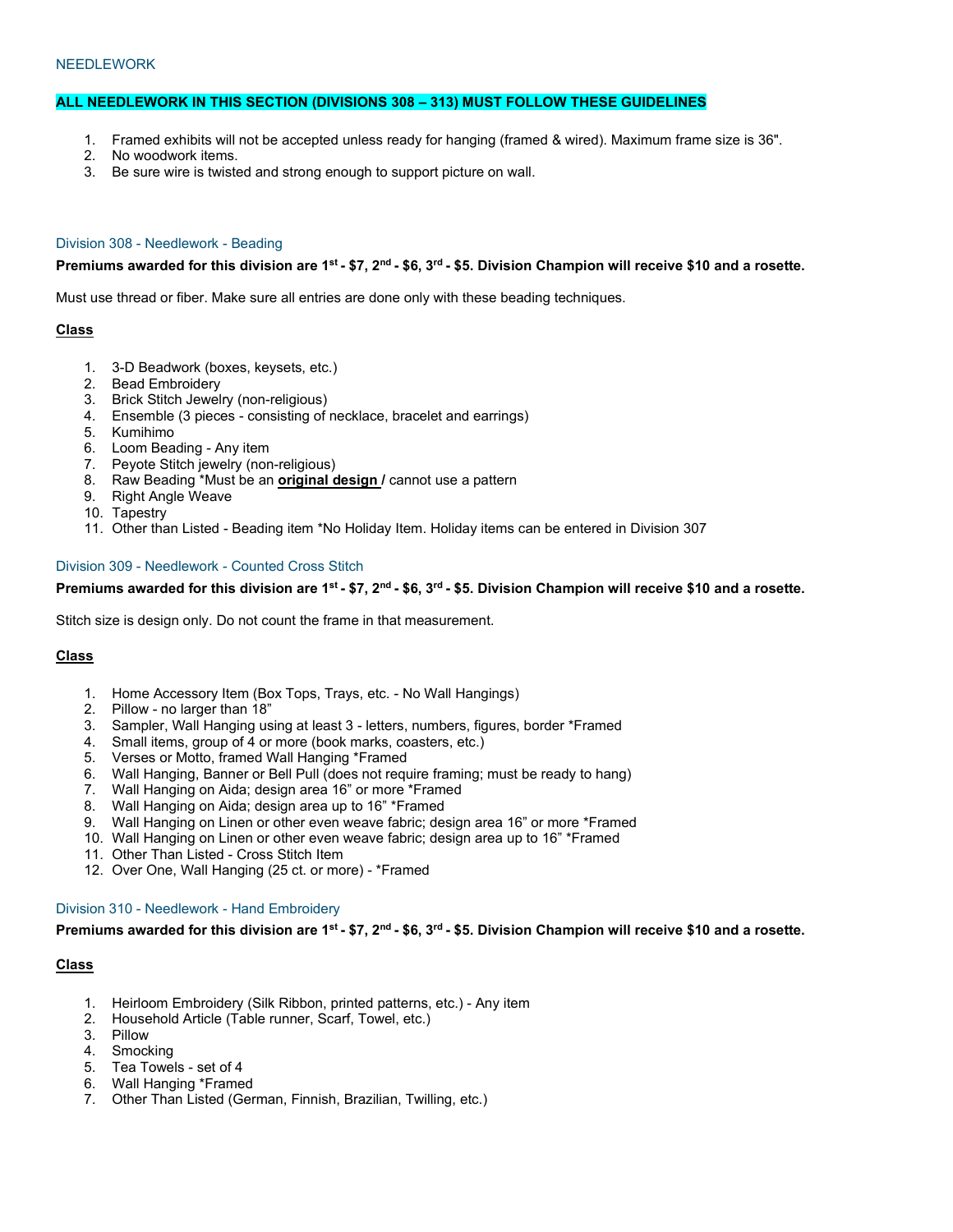## NEEDLEWORK

**ALL NEEDLEWORK IN THIS SECTION (DIVISIONS 308 – 313) MUST FOLLOW THESE GUIDELINES**

1. Framed exhibits will not be accepted unless ready for hanging (framed & wired). Maximum frame size is 36".
2. No woodwork items.
3. Be sure wire is twisted and strong enough to support picture on wall.

### Division 308 - Needlework - Beading

**Premiums awarded for this division are 1st - $7, 2nd - $6, 3rd - $5. Division Champion will receive $10 and a rosette.**

Must use thread or fiber. Make sure all entries are done only with these beading techniques.

**Class**

1. 3-D Beadwork (boxes, keysets, etc.)
2. Bead Embroidery
3. Brick Stitch Jewelry (non-religious)
4. Ensemble (3 pieces - consisting of necklace, bracelet and earrings)
5. Kumihimo
6. Loom Beading - Any item
7. Peyote Stitch jewelry (non-religious)
8. Raw Beading *Must be an **original design /** cannot use a pattern
9. Right Angle Weave
10. Tapestry
11. Other than Listed - Beading item *No Holiday Item. Holiday items can be entered in Division 307

### Division 309 - Needlework - Counted Cross Stitch

**Premiums awarded for this division are 1st - $7, 2nd - $6, 3rd - $5. Division Champion will receive $10 and a rosette.**

Stitch size is design only. Do not count the frame in that measurement.

**Class**

1. Home Accessory Item (Box Tops, Trays, etc. - No Wall Hangings)
2. Pillow - no larger than 18"
3. Sampler, Wall Hanging using at least 3 - letters, numbers, figures, border *Framed
4. Small items, group of 4 or more (book marks, coasters, etc.)
5. Verses or Motto, framed Wall Hanging *Framed
6. Wall Hanging, Banner or Bell Pull (does not require framing; must be ready to hang)
7. Wall Hanging on Aida; design area 16" or more *Framed
8. Wall Hanging on Aida; design area up to 16" *Framed
9. Wall Hanging on Linen or other even weave fabric; design area 16" or more *Framed
10. Wall Hanging on Linen or other even weave fabric; design area up to 16" *Framed
11. Other Than Listed - Cross Stitch Item
12. Over One, Wall Hanging (25 ct. or more) - *Framed

### Division 310 - Needlework - Hand Embroidery

**Premiums awarded for this division are 1st - $7, 2nd - $6, 3rd - $5. Division Champion will receive $10 and a rosette.**

**Class**

1. Heirloom Embroidery (Silk Ribbon, printed patterns, etc.) - Any item
2. Household Article (Table runner, Scarf, Towel, etc.)
3. Pillow
4. Smocking
5. Tea Towels - set of 4
6. Wall Hanging *Framed
7. Other Than Listed (German, Finnish, Brazilian, Twilling, etc.)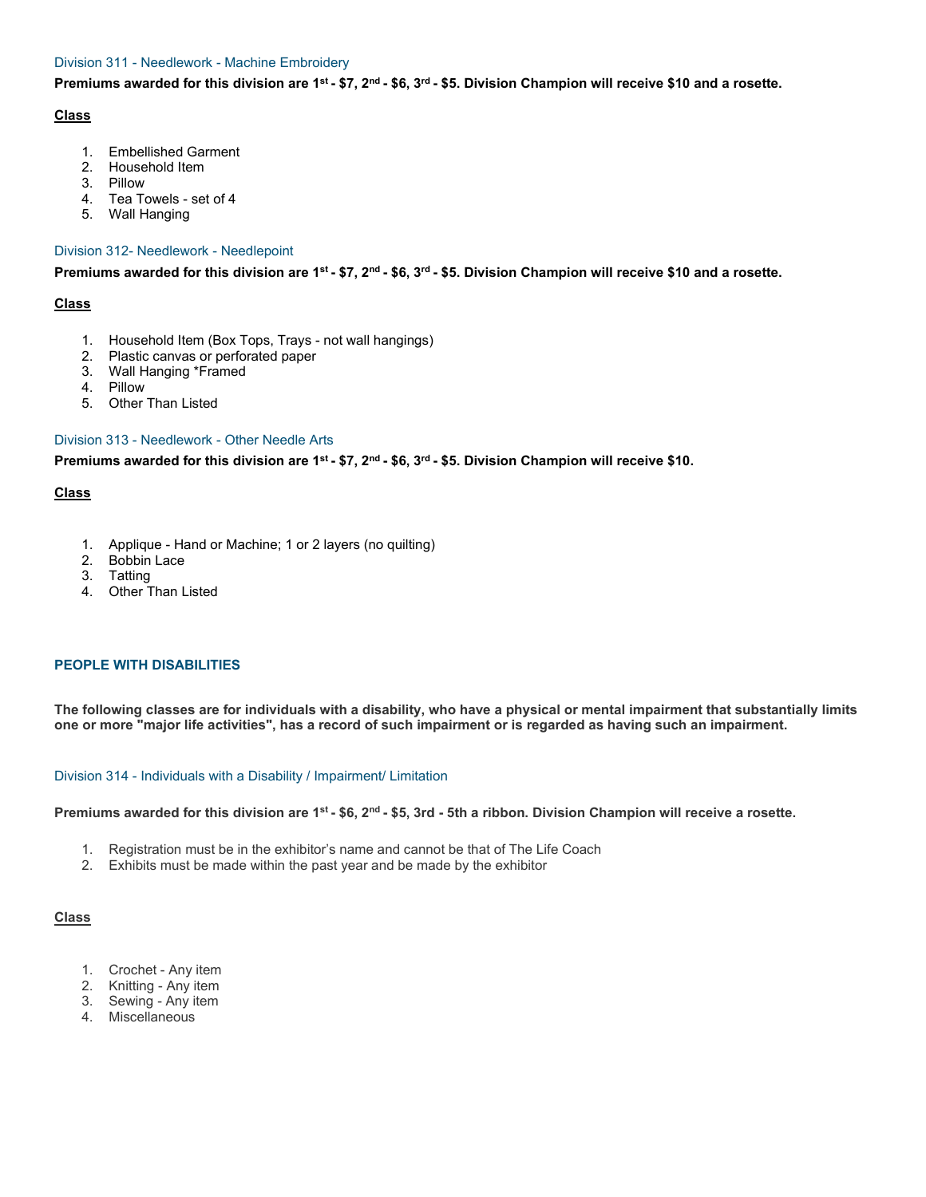### Division 311 - Needlework - Machine Embroidery

**Premiums awarded for this division are 1st - $7, 2nd - $6, 3rd - $5. Division Champion will receive $10 and a rosette.**

**Class**

1. Embellished Garment
2. Household Item
3. Pillow
4. Tea Towels - set of 4
5. Wall Hanging

### Division 312- Needlework - Needlepoint

**Premiums awarded for this division are 1st - $7, 2nd - $6, 3rd - $5. Division Champion will receive $10 and a rosette.**

**Class**

1. Household Item (Box Tops, Trays - not wall hangings)
2. Plastic canvas or perforated paper
3. Wall Hanging *Framed
4. Pillow
5. Other Than Listed

### Division 313 - Needlework - Other Needle Arts

**Premiums awarded for this division are 1st - $7, 2nd - $6, 3rd - $5. Division Champion will receive $10.**

**Class**

1. Applique - Hand or Machine; 1 or 2 layers (no quilting)
2. Bobbin Lace
3. Tatting
4. Other Than Listed

## PEOPLE WITH DISABILITIES

**The following classes are for individuals with a disability, who have a physical or mental impairment that substantially limits one or more "major life activities", has a record of such impairment or is regarded as having such an impairment.**

### Division 314 - Individuals with a Disability / Impairment/ Limitation

**Premiums awarded for this division are 1st - $6, 2nd - $5, 3rd - 5th a ribbon. Division Champion will receive a rosette.**

1. Registration must be in the exhibitor's name and cannot be that of The Life Coach
2. Exhibits must be made within the past year and be made by the exhibitor

**Class**

1. Crochet - Any item
2. Knitting - Any item
3. Sewing - Any item
4. Miscellaneous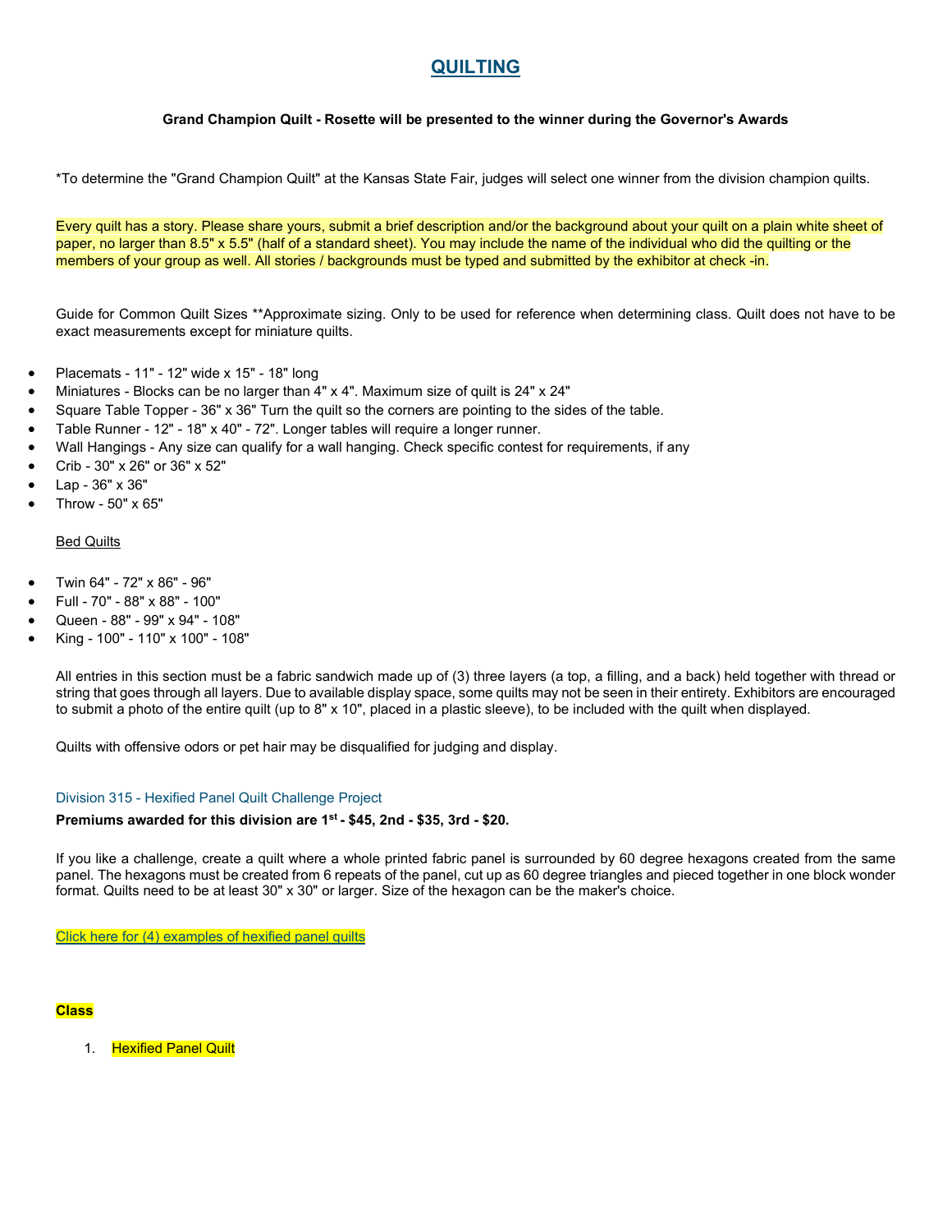# QUILTING

**Grand Champion Quilt - Rosette will be presented to the winner during the Governor's Awards**

*To determine the "Grand Champion Quilt" at the Kansas State Fair, judges will select one winner from the division champion quilts.

Every quilt has a story. Please share yours, submit a brief description and/or the background about your quilt on a plain white sheet of paper, no larger than 8.5" x 5.5" (half of a standard sheet). You may include the name of the individual who did the quilting or the members of your group as well. All stories / backgrounds must be typed and submitted by the exhibitor at check -in.

Guide for Common Quilt Sizes **Approximate sizing. Only to be used for reference when determining class. Quilt does not have to be exact measurements except for miniature quilts.

- Placemats - 11" - 12" wide x 15" - 18" long
- Miniatures - Blocks can be no larger than 4" x 4". Maximum size of quilt is 24" x 24"
- Square Table Topper - 36" x 36" Turn the quilt so the corners are pointing to the sides of the table.
- Table Runner - 12" - 18" x 40" - 72". Longer tables will require a longer runner.
- Wall Hangings - Any size can qualify for a wall hanging. Check specific contest for requirements, if any
- Crib - 30" x 26" or 36" x 52"
- Lap - 36" x 36"
- Throw - 50" x 65"

Bed Quilts

- Twin 64" - 72" x 86" - 96"
- Full - 70" - 88" x 88" - 100"
- Queen - 88" - 99" x 94" - 108"
- King - 100" - 110" x 100" - 108"

All entries in this section must be a fabric sandwich made up of (3) three layers (a top, a filling, and a back) held together with thread or string that goes through all layers. Due to available display space, some quilts may not be seen in their entirety. Exhibitors are encouraged to submit a photo of the entire quilt (up to 8" x 10", placed in a plastic sleeve), to be included with the quilt when displayed.

Quilts with offensive odors or pet hair may be disqualified for judging and display.

### Division 315 - Hexified Panel Quilt Challenge Project

**Premiums awarded for this division are 1st - $45, 2nd - $35, 3rd - $20.**

If you like a challenge, create a quilt where a whole printed fabric panel is surrounded by 60 degree hexagons created from the same panel. The hexagons must be created from 6 repeats of the panel, cut up as 60 degree triangles and pieced together in one block wonder format. Quilts need to be at least 30" x 30" or larger. Size of the hexagon can be the maker's choice.

Click here for (4) examples of hexified panel quilts

**Class**

1. Hexified Panel Quilt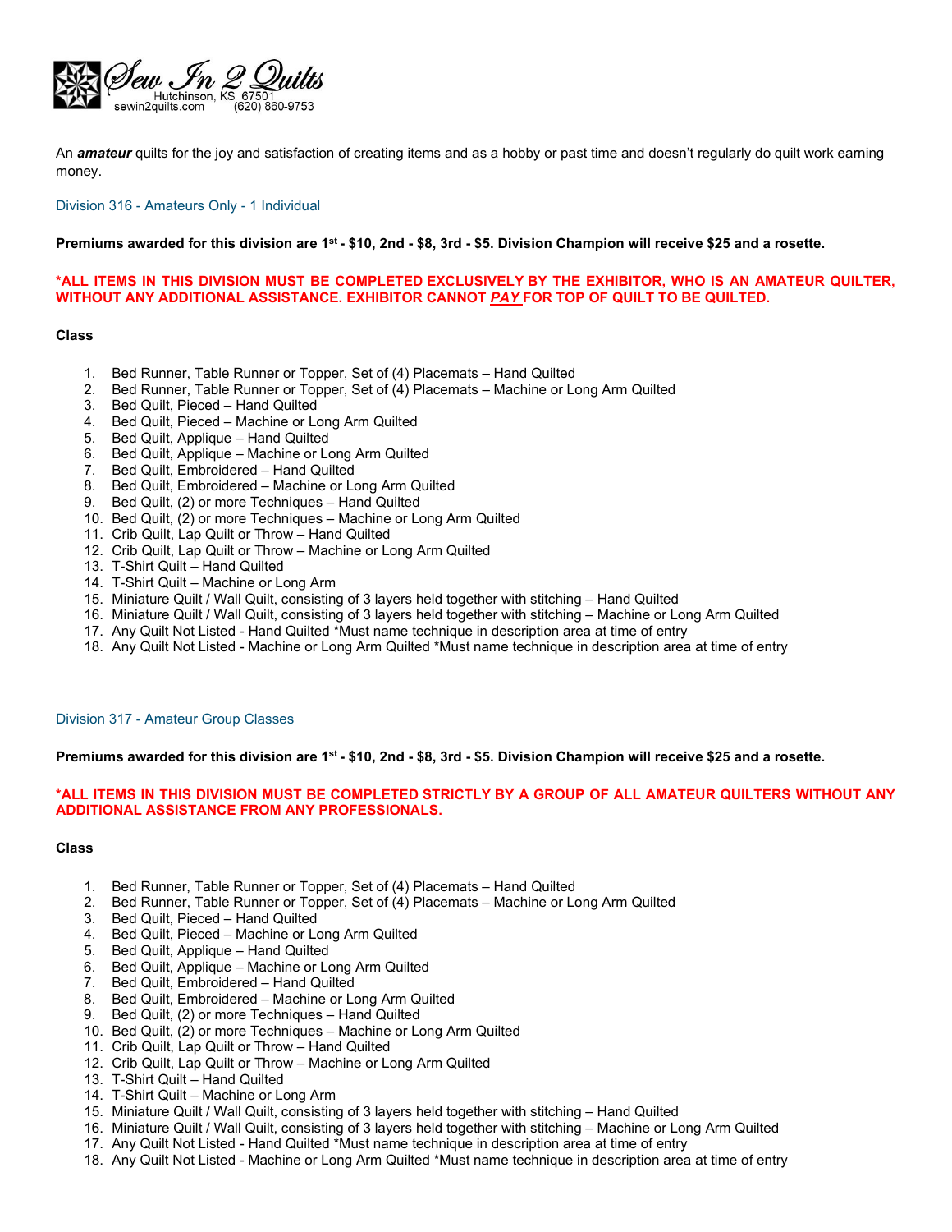Sew In 2 Quilts
Hutchinson, KS 67501
sewin2quilts.com (620) 860-9753

An ***amateur*** quilts for the joy and satisfaction of creating items and as a hobby or past time and doesn't regularly do quilt work earning money.

## Division 316 - Amateurs Only - 1 Individual

**Premiums awarded for this division are 1st - $10, 2nd - $8, 3rd - $5. Division Champion will receive $25 and a rosette.**

***ALL ITEMS IN THIS DIVISION MUST BE COMPLETED EXCLUSIVELY BY THE EXHIBITOR, WHO IS AN AMATEUR QUILTER, WITHOUT ANY ADDITIONAL ASSISTANCE. EXHIBITOR CANNOT *PAY* FOR TOP OF QUILT TO BE QUILTED.**

**Class**

1. Bed Runner, Table Runner or Topper, Set of (4) Placemats – Hand Quilted
2. Bed Runner, Table Runner or Topper, Set of (4) Placemats – Machine or Long Arm Quilted
3. Bed Quilt, Pieced – Hand Quilted
4. Bed Quilt, Pieced – Machine or Long Arm Quilted
5. Bed Quilt, Applique – Hand Quilted
6. Bed Quilt, Applique – Machine or Long Arm Quilted
7. Bed Quilt, Embroidered – Hand Quilted
8. Bed Quilt, Embroidered – Machine or Long Arm Quilted
9. Bed Quilt, (2) or more Techniques – Hand Quilted
10. Bed Quilt, (2) or more Techniques – Machine or Long Arm Quilted
11. Crib Quilt, Lap Quilt or Throw – Hand Quilted
12. Crib Quilt, Lap Quilt or Throw – Machine or Long Arm Quilted
13. T-Shirt Quilt – Hand Quilted
14. T-Shirt Quilt – Machine or Long Arm
15. Miniature Quilt / Wall Quilt, consisting of 3 layers held together with stitching – Hand Quilted
16. Miniature Quilt / Wall Quilt, consisting of 3 layers held together with stitching – Machine or Long Arm Quilted
17. Any Quilt Not Listed - Hand Quilted *Must name technique in description area at time of entry
18. Any Quilt Not Listed - Machine or Long Arm Quilted *Must name technique in description area at time of entry

## Division 317 - Amateur Group Classes

**Premiums awarded for this division are 1st - $10, 2nd - $8, 3rd - $5. Division Champion will receive $25 and a rosette.**

***ALL ITEMS IN THIS DIVISION MUST BE COMPLETED STRICTLY BY A GROUP OF ALL AMATEUR QUILTERS WITHOUT ANY ADDITIONAL ASSISTANCE FROM ANY PROFESSIONALS.**

**Class**

1. Bed Runner, Table Runner or Topper, Set of (4) Placemats – Hand Quilted
2. Bed Runner, Table Runner or Topper, Set of (4) Placemats – Machine or Long Arm Quilted
3. Bed Quilt, Pieced – Hand Quilted
4. Bed Quilt, Pieced – Machine or Long Arm Quilted
5. Bed Quilt, Applique – Hand Quilted
6. Bed Quilt, Applique – Machine or Long Arm Quilted
7. Bed Quilt, Embroidered – Hand Quilted
8. Bed Quilt, Embroidered – Machine or Long Arm Quilted
9. Bed Quilt, (2) or more Techniques – Hand Quilted
10. Bed Quilt, (2) or more Techniques – Machine or Long Arm Quilted
11. Crib Quilt, Lap Quilt or Throw – Hand Quilted
12. Crib Quilt, Lap Quilt or Throw – Machine or Long Arm Quilted
13. T-Shirt Quilt – Hand Quilted
14. T-Shirt Quilt – Machine or Long Arm
15. Miniature Quilt / Wall Quilt, consisting of 3 layers held together with stitching – Hand Quilted
16. Miniature Quilt / Wall Quilt, consisting of 3 layers held together with stitching – Machine or Long Arm Quilted
17. Any Quilt Not Listed - Hand Quilted *Must name technique in description area at time of entry
18. Any Quilt Not Listed - Machine or Long Arm Quilted *Must name technique in description area at time of entry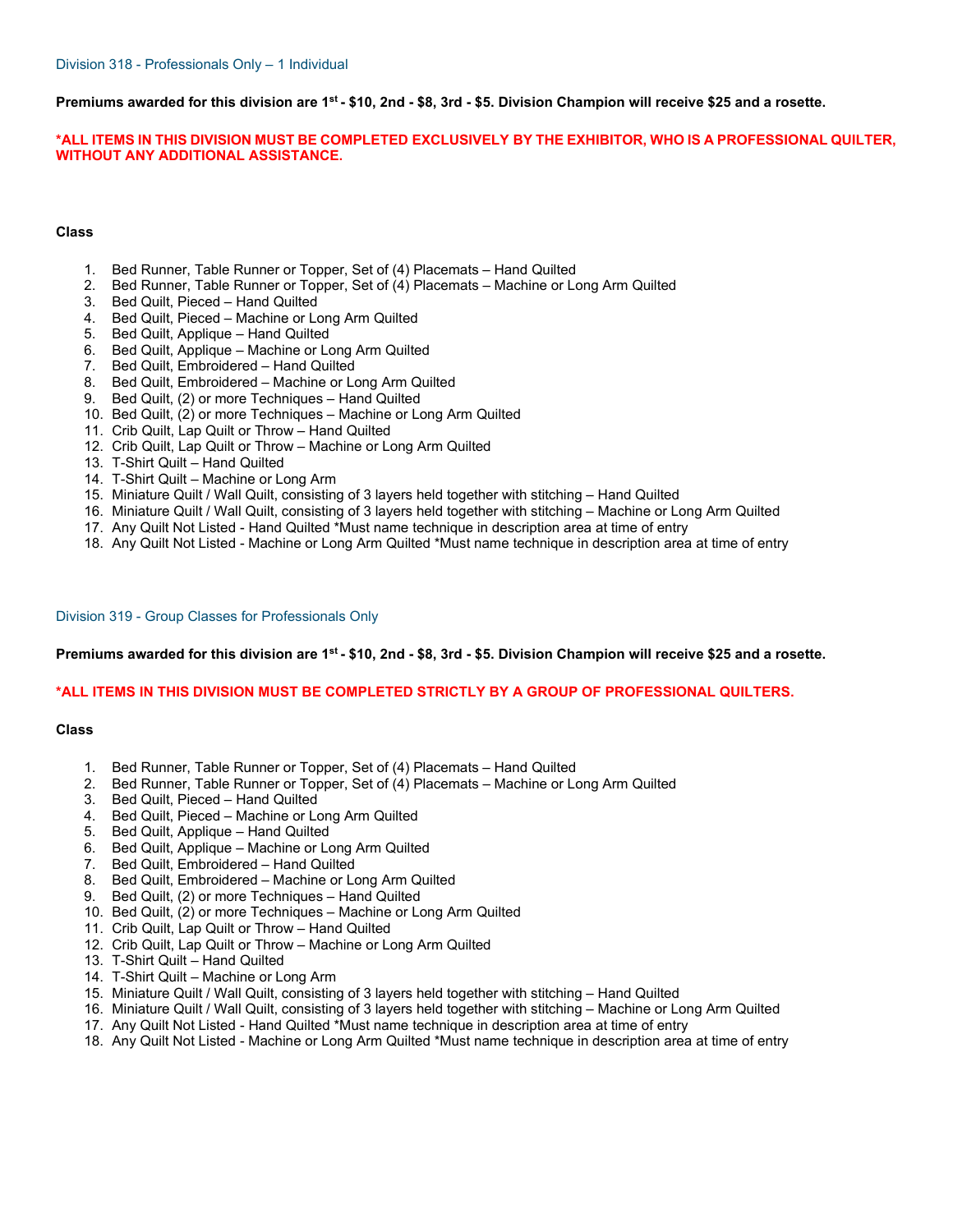## Division 318 - Professionals Only – 1 Individual

**Premiums awarded for this division are 1st - $10, 2nd - $8, 3rd - $5. Division Champion will receive $25 and a rosette.**

***ALL ITEMS IN THIS DIVISION MUST BE COMPLETED EXCLUSIVELY BY THE EXHIBITOR, WHO IS A PROFESSIONAL QUILTER, WITHOUT ANY ADDITIONAL ASSISTANCE.**

**Class**

1. Bed Runner, Table Runner or Topper, Set of (4) Placemats – Hand Quilted
2. Bed Runner, Table Runner or Topper, Set of (4) Placemats – Machine or Long Arm Quilted
3. Bed Quilt, Pieced – Hand Quilted
4. Bed Quilt, Pieced – Machine or Long Arm Quilted
5. Bed Quilt, Applique – Hand Quilted
6. Bed Quilt, Applique – Machine or Long Arm Quilted
7. Bed Quilt, Embroidered – Hand Quilted
8. Bed Quilt, Embroidered – Machine or Long Arm Quilted
9. Bed Quilt, (2) or more Techniques – Hand Quilted
10. Bed Quilt, (2) or more Techniques – Machine or Long Arm Quilted
11. Crib Quilt, Lap Quilt or Throw – Hand Quilted
12. Crib Quilt, Lap Quilt or Throw – Machine or Long Arm Quilted
13. T-Shirt Quilt – Hand Quilted
14. T-Shirt Quilt – Machine or Long Arm
15. Miniature Quilt / Wall Quilt, consisting of 3 layers held together with stitching – Hand Quilted
16. Miniature Quilt / Wall Quilt, consisting of 3 layers held together with stitching – Machine or Long Arm Quilted
17. Any Quilt Not Listed - Hand Quilted *Must name technique in description area at time of entry
18. Any Quilt Not Listed - Machine or Long Arm Quilted *Must name technique in description area at time of entry

## Division 319 - Group Classes for Professionals Only

**Premiums awarded for this division are 1st - $10, 2nd - $8, 3rd - $5. Division Champion will receive $25 and a rosette.**

***ALL ITEMS IN THIS DIVISION MUST BE COMPLETED STRICTLY BY A GROUP OF PROFESSIONAL QUILTERS.**

**Class**

1. Bed Runner, Table Runner or Topper, Set of (4) Placemats – Hand Quilted
2. Bed Runner, Table Runner or Topper, Set of (4) Placemats – Machine or Long Arm Quilted
3. Bed Quilt, Pieced – Hand Quilted
4. Bed Quilt, Pieced – Machine or Long Arm Quilted
5. Bed Quilt, Applique – Hand Quilted
6. Bed Quilt, Applique – Machine or Long Arm Quilted
7. Bed Quilt, Embroidered – Hand Quilted
8. Bed Quilt, Embroidered – Machine or Long Arm Quilted
9. Bed Quilt, (2) or more Techniques – Hand Quilted
10. Bed Quilt, (2) or more Techniques – Machine or Long Arm Quilted
11. Crib Quilt, Lap Quilt or Throw – Hand Quilted
12. Crib Quilt, Lap Quilt or Throw – Machine or Long Arm Quilted
13. T-Shirt Quilt – Hand Quilted
14. T-Shirt Quilt – Machine or Long Arm
15. Miniature Quilt / Wall Quilt, consisting of 3 layers held together with stitching – Hand Quilted
16. Miniature Quilt / Wall Quilt, consisting of 3 layers held together with stitching – Machine or Long Arm Quilted
17. Any Quilt Not Listed - Hand Quilted *Must name technique in description area at time of entry
18. Any Quilt Not Listed - Machine or Long Arm Quilted *Must name technique in description area at time of entry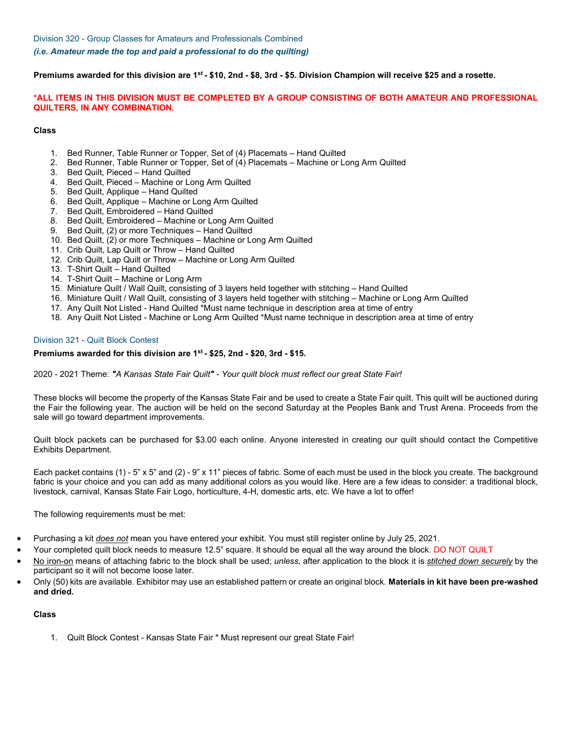## Division 320 - Group Classes for Amateurs and Professionals Combined

***(i.e. Amateur made the top and paid a professional to do the quilting)***

**Premiums awarded for this division are 1st - $10, 2nd - $8, 3rd - $5. Division Champion will receive $25 and a rosette.**

**\*ALL ITEMS IN THIS DIVISION MUST BE COMPLETED BY A GROUP CONSISTING OF BOTH AMATEUR AND PROFESSIONAL QUILTERS, IN ANY COMBINATION.**

**Class**

1. Bed Runner, Table Runner or Topper, Set of (4) Placemats – Hand Quilted
2. Bed Runner, Table Runner or Topper, Set of (4) Placemats – Machine or Long Arm Quilted
3. Bed Quilt, Pieced – Hand Quilted
4. Bed Quilt, Pieced – Machine or Long Arm Quilted
5. Bed Quilt, Applique – Hand Quilted
6. Bed Quilt, Applique – Machine or Long Arm Quilted
7. Bed Quilt, Embroidered – Hand Quilted
8. Bed Quilt, Embroidered – Machine or Long Arm Quilted
9. Bed Quilt, (2) or more Techniques – Hand Quilted
10. Bed Quilt, (2) or more Techniques – Machine or Long Arm Quilted
11. Crib Quilt, Lap Quilt or Throw – Hand Quilted
12. Crib Quilt, Lap Quilt or Throw – Machine or Long Arm Quilted
13. T-Shirt Quilt – Hand Quilted
14. T-Shirt Quilt – Machine or Long Arm
15. Miniature Quilt / Wall Quilt, consisting of 3 layers held together with stitching – Hand Quilted
16. Miniature Quilt / Wall Quilt, consisting of 3 layers held together with stitching – Machine or Long Arm Quilted
17. Any Quilt Not Listed - Hand Quilted *Must name technique in description area at time of entry
18. Any Quilt Not Listed - Machine or Long Arm Quilted *Must name technique in description area at time of entry

## Division 321 - Quilt Block Contest

**Premiums awarded for this division are 1st - $25, 2nd - $20, 3rd - $15.**

2020 - 2021 Theme: ***"A Kansas State Fair Quilt"*** *- Your quilt block must reflect our great State Fair!*

These blocks will become the property of the Kansas State Fair and be used to create a State Fair quilt. This quilt will be auctioned during the Fair the following year. The auction will be held on the second Saturday at the Peoples Bank and Trust Arena. Proceeds from the sale will go toward department improvements.

Quilt block packets can be purchased for $3.00 each online. Anyone interested in creating our quilt should contact the Competitive Exhibits Department.

Each packet contains (1) - 5" x 5" and (2) - 9" x 11" pieces of fabric. Some of each must be used in the block you create. The background fabric is your choice and you can add as many additional colors as you would like. Here are a few ideas to consider: a traditional block, livestock, carnival, Kansas State Fair Logo, horticulture, 4-H, domestic arts, etc. We have a lot to offer!

The following requirements must be met:

- Purchasing a kit ***does not*** mean you have entered your exhibit. You must still register online by July 25, 2021.
- Your completed quilt block needs to measure 12.5" square. It should be equal all the way around the block. DO NOT QUILT
- No iron-on means of attaching fabric to the block shall be used; *unless,* after application to the block it is ***stitched down securely*** by the participant so it will not become loose later.
- Only (50) kits are available. Exhibitor may use an established pattern or create an original block. **Materials in kit have been pre-washed and dried.**

**Class**

1. Quilt Block Contest - Kansas State Fair * Must represent our great State Fair!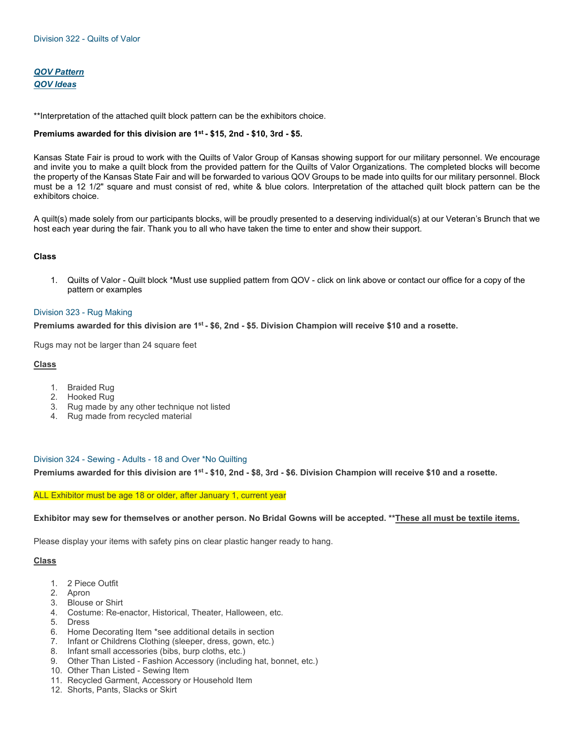## Division 322 - Quilts of Valor

***QOV Pattern***
***QOV Ideas***

**Interpretation of the attached quilt block pattern can be the exhibitors choice.

**Premiums awarded for this division are 1st - $15, 2nd - $10, 3rd - $5.**

Kansas State Fair is proud to work with the Quilts of Valor Group of Kansas showing support for our military personnel. We encourage and invite you to make a quilt block from the provided pattern for the Quilts of Valor Organizations. The completed blocks will become the property of the Kansas State Fair and will be forwarded to various QOV Groups to be made into quilts for our military personnel. Block must be a 12 1/2" square and must consist of red, white & blue colors. Interpretation of the attached quilt block pattern can be the exhibitors choice.

A quilt(s) made solely from our participants blocks, will be proudly presented to a deserving individual(s) at our Veteran's Brunch that we host each year during the fair. Thank you to all who have taken the time to enter and show their support.

**Class**

1. Quilts of Valor - Quilt block *Must use supplied pattern from QOV - click on link above or contact our office for a copy of the pattern or examples

## Division 323 - Rug Making

**Premiums awarded for this division are 1st - $6, 2nd - $5. Division Champion will receive $10 and a rosette.**

Rugs may not be larger than 24 square feet

**Class**

1. Braided Rug
2. Hooked Rug
3. Rug made by any other technique not listed
4. Rug made from recycled material

## Division 324 - Sewing - Adults - 18 and Over *No Quilting

**Premiums awarded for this division are 1st - $10, 2nd - $8, 3rd - $6. Division Champion will receive $10 and a rosette.**

ALL Exhibitor must be age 18 or older, after January 1, current year

**Exhibitor may sew for themselves or another person. No Bridal Gowns will be accepted. **These all must be textile items.**

Please display your items with safety pins on clear plastic hanger ready to hang.

**Class**

1. 2 Piece Outfit
2. Apron
3. Blouse or Shirt
4. Costume: Re-enactor, Historical, Theater, Halloween, etc.
5. Dress
6. Home Decorating Item *see additional details in section
7. Infant or Childrens Clothing (sleeper, dress, gown, etc.)
8. Infant small accessories (bibs, burp cloths, etc.)
9. Other Than Listed - Fashion Accessory (including hat, bonnet, etc.)
10. Other Than Listed - Sewing Item
11. Recycled Garment, Accessory or Household Item
12. Shorts, Pants, Slacks or Skirt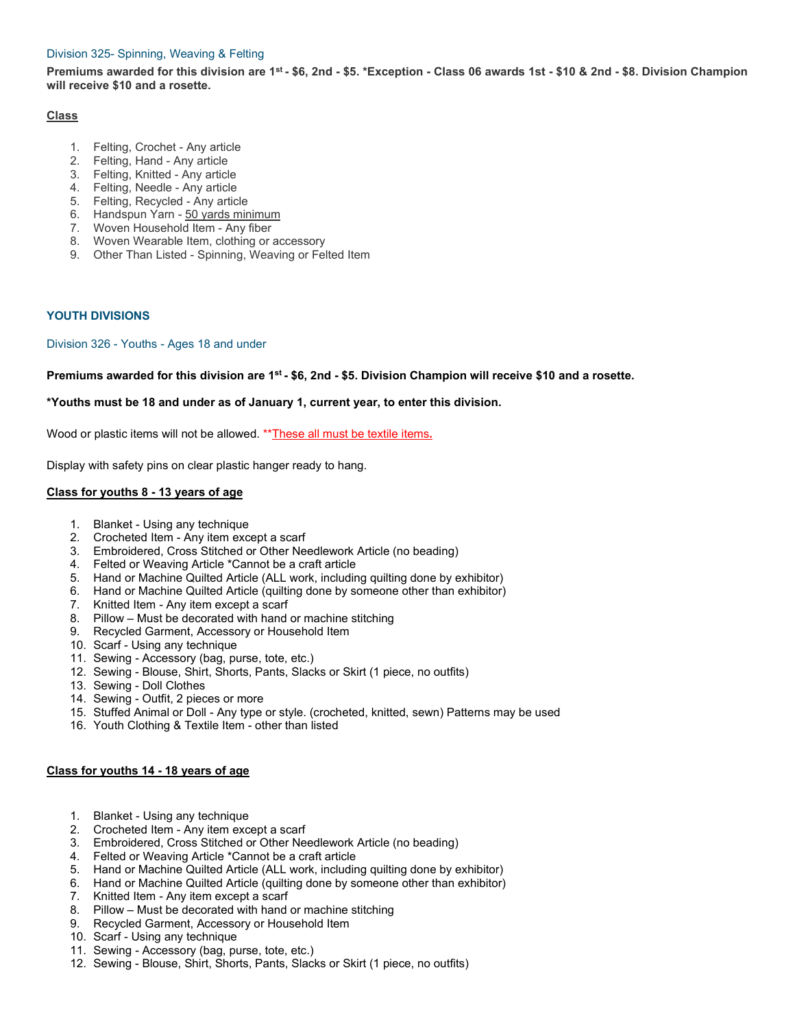### Division 325- Spinning, Weaving & Felting

**Premiums awarded for this division are 1st - $6, 2nd - $5. *Exception - Class 06 awards 1st - $10 & 2nd - $8. Division Champion will receive $10 and a rosette.**

**Class**

1. Felting, Crochet - Any article
2. Felting, Hand - Any article
3. Felting, Knitted - Any article
4. Felting, Needle - Any article
5. Felting, Recycled - Any article
6. Handspun Yarn - 50 yards minimum
7. Woven Household Item - Any fiber
8. Woven Wearable Item, clothing or accessory
9. Other Than Listed - Spinning, Weaving or Felted Item

## YOUTH DIVISIONS

### Division 326 - Youths - Ages 18 and under

**Premiums awarded for this division are 1st - $6, 2nd - $5. Division Champion will receive $10 and a rosette.**

***Youths must be 18 and under as of January 1, current year, to enter this division.**

Wood or plastic items will not be allowed. **These all must be textile items.

Display with safety pins on clear plastic hanger ready to hang.

**Class for youths 8 - 13 years of age**

1. Blanket - Using any technique
2. Crocheted Item - Any item except a scarf
3. Embroidered, Cross Stitched or Other Needlework Article (no beading)
4. Felted or Weaving Article *Cannot be a craft article
5. Hand or Machine Quilted Article (ALL work, including quilting done by exhibitor)
6. Hand or Machine Quilted Article (quilting done by someone other than exhibitor)
7. Knitted Item - Any item except a scarf
8. Pillow – Must be decorated with hand or machine stitching
9. Recycled Garment, Accessory or Household Item
10. Scarf - Using any technique
11. Sewing - Accessory (bag, purse, tote, etc.)
12. Sewing - Blouse, Shirt, Shorts, Pants, Slacks or Skirt (1 piece, no outfits)
13. Sewing - Doll Clothes
14. Sewing - Outfit, 2 pieces or more
15. Stuffed Animal or Doll - Any type or style. (crocheted, knitted, sewn) Patterns may be used
16. Youth Clothing & Textile Item - other than listed

**Class for youths 14 - 18 years of age**

1. Blanket - Using any technique
2. Crocheted Item - Any item except a scarf
3. Embroidered, Cross Stitched or Other Needlework Article (no beading)
4. Felted or Weaving Article *Cannot be a craft article
5. Hand or Machine Quilted Article (ALL work, including quilting done by exhibitor)
6. Hand or Machine Quilted Article (quilting done by someone other than exhibitor)
7. Knitted Item - Any item except a scarf
8. Pillow – Must be decorated with hand or machine stitching
9. Recycled Garment, Accessory or Household Item
10. Scarf - Using any technique
11. Sewing - Accessory (bag, purse, tote, etc.)
12. Sewing - Blouse, Shirt, Shorts, Pants, Slacks or Skirt (1 piece, no outfits)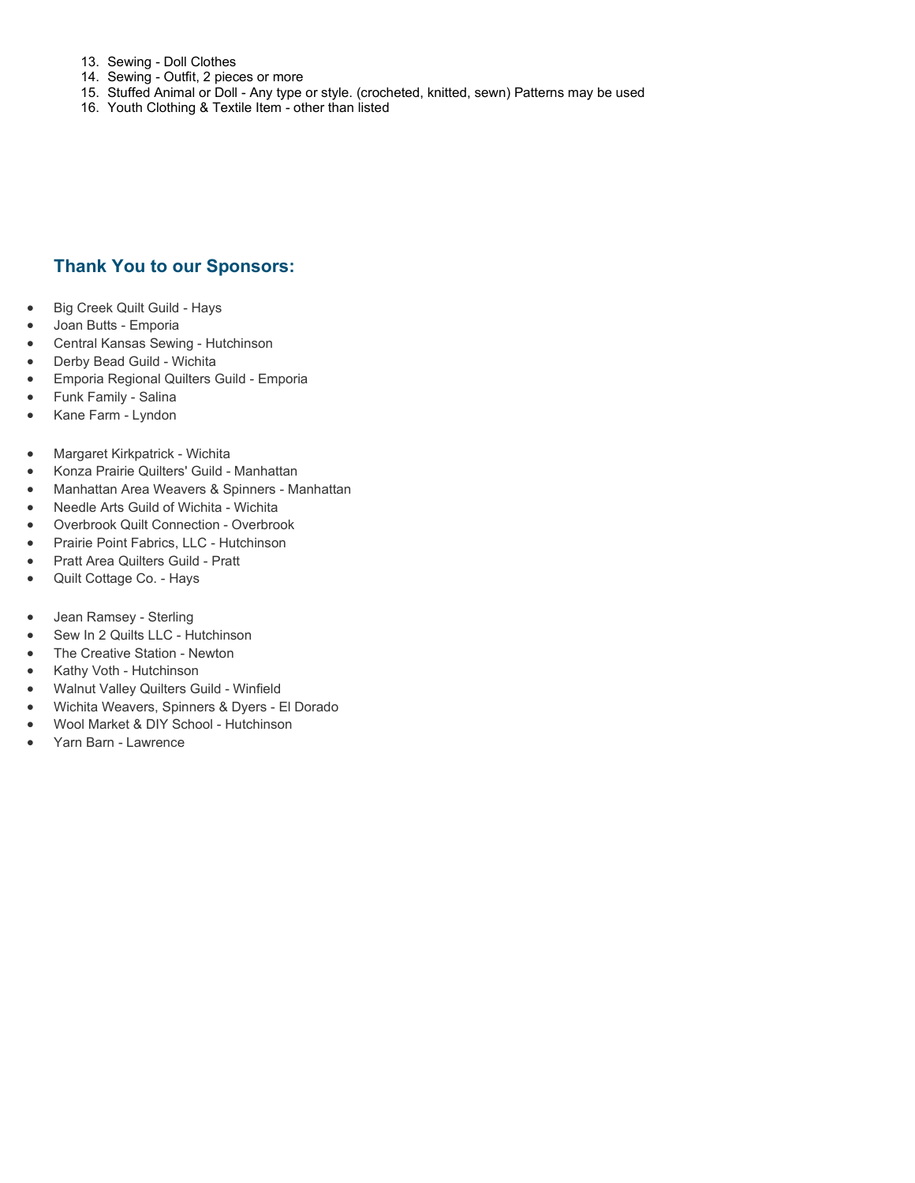13. Sewing - Doll Clothes
14. Sewing - Outfit, 2 pieces or more
15. Stuffed Animal or Doll - Any type or style. (crocheted, knitted, sewn) Patterns may be used
16. Youth Clothing & Textile Item - other than listed

## Thank You to our Sponsors:

- Big Creek Quilt Guild - Hays
- Joan Butts - Emporia
- Central Kansas Sewing - Hutchinson
- Derby Bead Guild - Wichita
- Emporia Regional Quilters Guild - Emporia
- Funk Family - Salina
- Kane Farm - Lyndon

- Margaret Kirkpatrick - Wichita
- Konza Prairie Quilters' Guild - Manhattan
- Manhattan Area Weavers & Spinners - Manhattan
- Needle Arts Guild of Wichita - Wichita
- Overbrook Quilt Connection - Overbrook
- Prairie Point Fabrics, LLC - Hutchinson
- Pratt Area Quilters Guild - Pratt
- Quilt Cottage Co. - Hays

- Jean Ramsey - Sterling
- Sew In 2 Quilts LLC - Hutchinson
- The Creative Station - Newton
- Kathy Voth - Hutchinson
- Walnut Valley Quilters Guild - Winfield
- Wichita Weavers, Spinners & Dyers - El Dorado
- Wool Market & DIY School - Hutchinson
- Yarn Barn - Lawrence